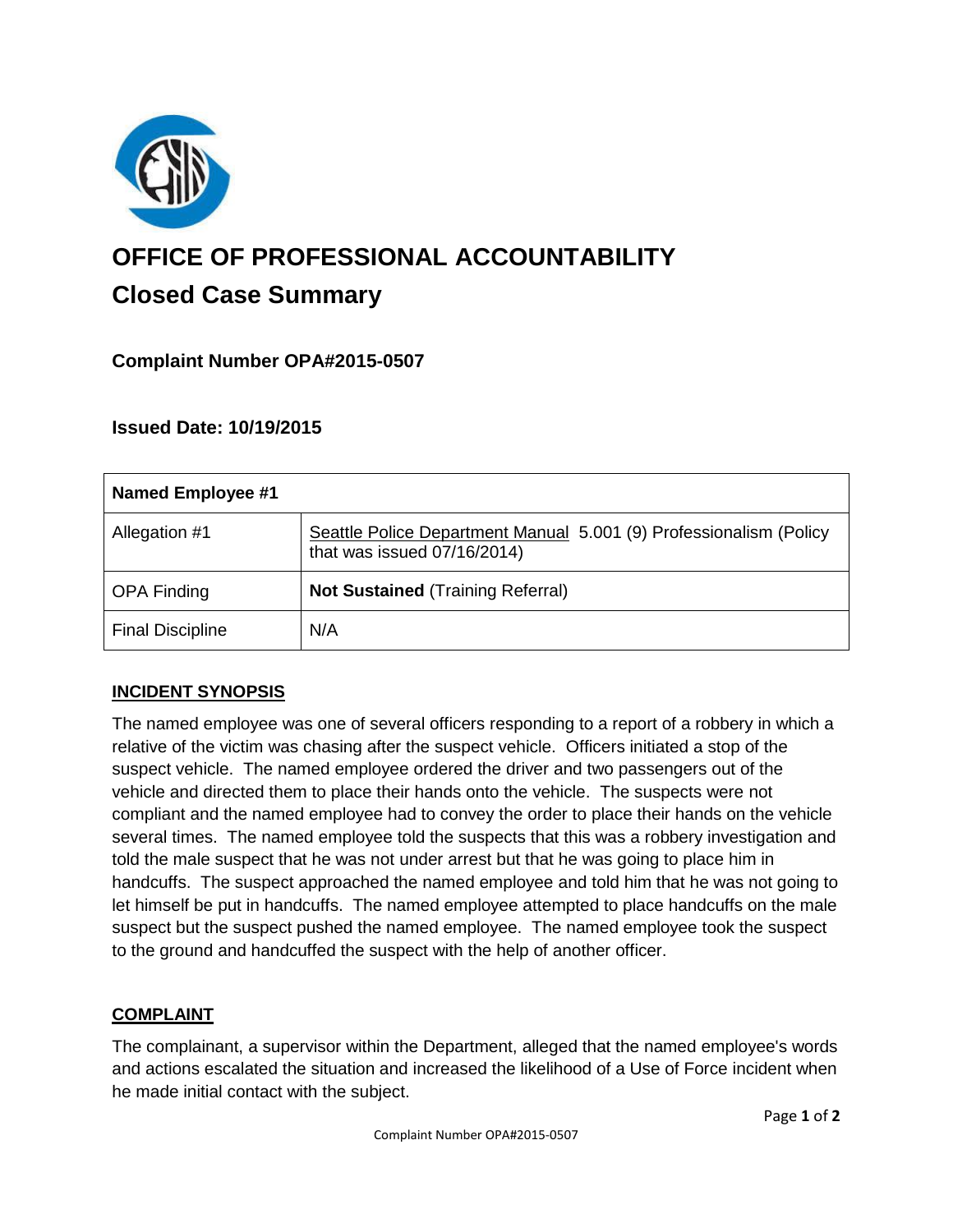# OFFICE OF PROFESSIONAL ACCOUNTABILITY

## Closed Case Summary

### Complaint Number OPA#2015-0507

### Issued Date: 10/19/2015

| Named Employee #1 | |
|---|---|
| Allegation #1 | Seattle Police Department Manual 5.001 (9) Professionalism (Policy that was issued 07/16/2014) |
| OPA Finding | **Not Sustained** (Training Referral) |
| Final Discipline | N/A |

**INCIDENT SYNOPSIS**

The named employee was one of several officers responding to a report of a robbery in which a relative of the victim was chasing after the suspect vehicle. Officers initiated a stop of the suspect vehicle. The named employee ordered the driver and two passengers out of the vehicle and directed them to place their hands onto the vehicle. The suspects were not compliant and the named employee had to convey the order to place their hands on the vehicle several times. The named employee told the suspects that this was a robbery investigation and told the male suspect that he was not under arrest but that he was going to place him in handcuffs. The suspect approached the named employee and told him that he was not going to let himself be put in handcuffs. The named employee attempted to place handcuffs on the male suspect but the suspect pushed the named employee. The named employee took the suspect to the ground and handcuffed the suspect with the help of another officer.

**COMPLAINT**

The complainant, a supervisor within the Department, alleged that the named employee's words and actions escalated the situation and increased the likelihood of a Use of Force incident when he made initial contact with the subject.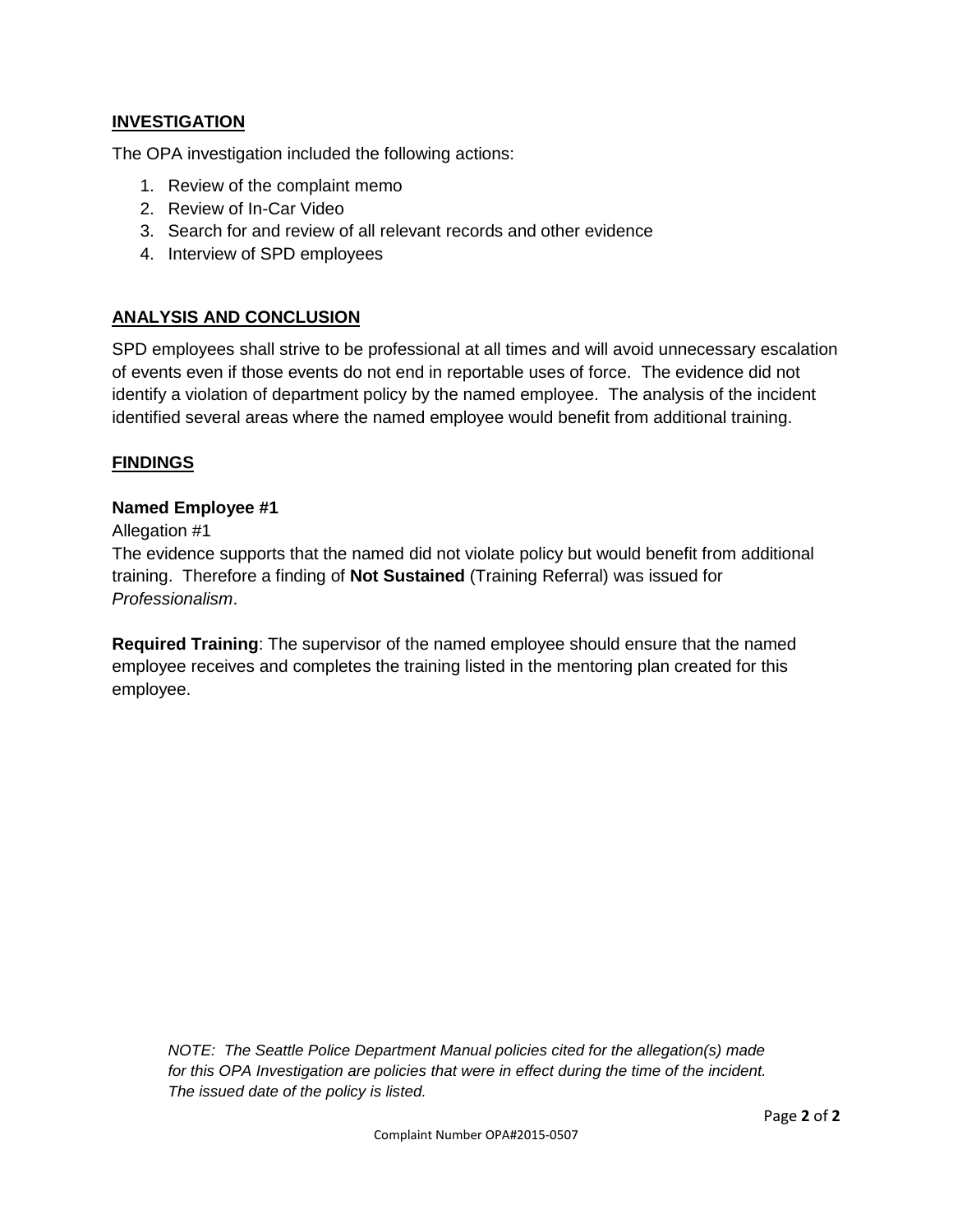## INVESTIGATION

The OPA investigation included the following actions:

1. Review of the complaint memo
2. Review of In-Car Video
3. Search for and review of all relevant records and other evidence
4. Interview of SPD employees

## ANALYSIS AND CONCLUSION

SPD employees shall strive to be professional at all times and will avoid unnecessary escalation of events even if those events do not end in reportable uses of force. The evidence did not identify a violation of department policy by the named employee. The analysis of the incident identified several areas where the named employee would benefit from additional training.

## FINDINGS

**Named Employee #1**

Allegation #1

The evidence supports that the named did not violate policy but would benefit from additional training. Therefore a finding of **Not Sustained** (Training Referral) was issued for *Professionalism*.

**Required Training**: The supervisor of the named employee should ensure that the named employee receives and completes the training listed in the mentoring plan created for this employee.

*NOTE: The Seattle Police Department Manual policies cited for the allegation(s) made for this OPA Investigation are policies that were in effect during the time of the incident. The issued date of the policy is listed.*

Complaint Number OPA#2015-0507